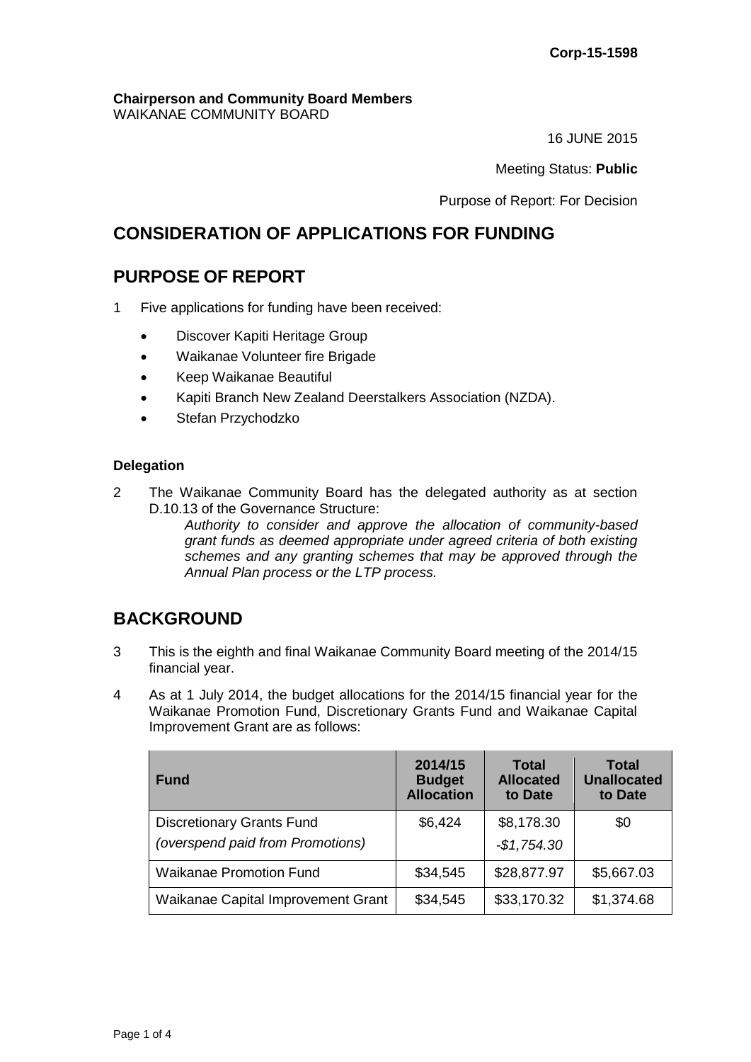**Corp-15-1598**

**Chairperson and Community Board Members**
WAIKANAE COMMUNITY BOARD

16 JUNE 2015

Meeting Status: **Public**

Purpose of Report: For Decision

## CONSIDERATION OF APPLICATIONS FOR FUNDING

## PURPOSE OF REPORT

1 Five applications for funding have been received:

- Discover Kapiti Heritage Group
- Waikanae Volunteer fire Brigade
- Keep Waikanae Beautiful
- Kapiti Branch New Zealand Deerstalkers Association (NZDA).
- Stefan Przychodzko

### Delegation

2 The Waikanae Community Board has the delegated authority as at section D.10.13 of the Governance Structure:

*Authority to consider and approve the allocation of community-based grant funds as deemed appropriate under agreed criteria of both existing schemes and any granting schemes that may be approved through the Annual Plan process or the LTP process.*

## BACKGROUND

3 This is the eighth and final Waikanae Community Board meeting of the 2014/15 financial year.

4 As at 1 July 2014, the budget allocations for the 2014/15 financial year for the Waikanae Promotion Fund, Discretionary Grants Fund and Waikanae Capital Improvement Grant are as follows:

| Fund | 2014/15 Budget Allocation | Total Allocated to Date | Total Unallocated to Date |
|---|---|---|---|
| Discretionary Grants Fund<br>*(overspend paid from Promotions)* | $6,424 | $8,178.30<br>*-$1,754.30* | $0 |
| Waikanae Promotion Fund | $34,545 | $28,877.97 | $5,667.03 |
| Waikanae Capital Improvement Grant | $34,545 | $33,170.32 | $1,374.68 |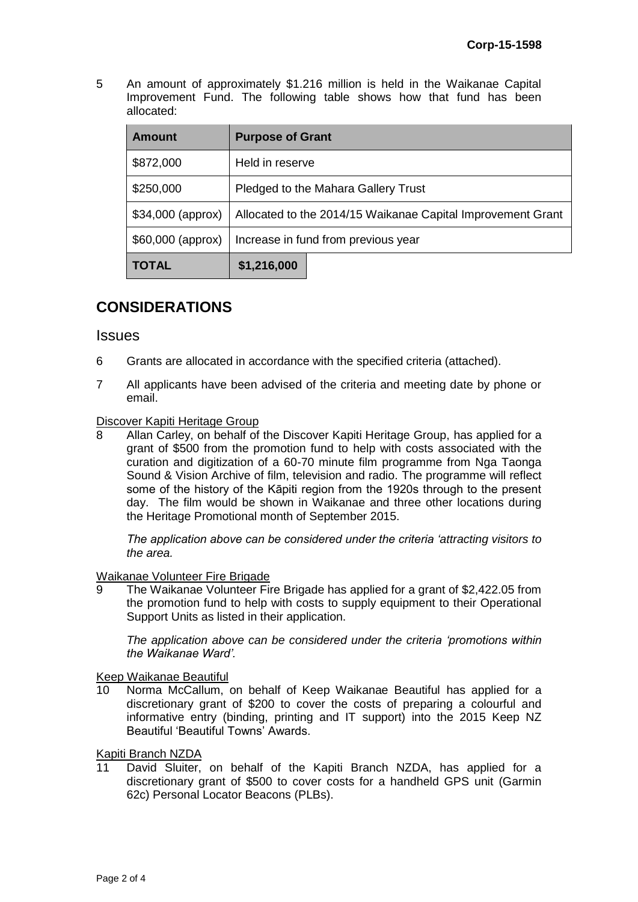5 An amount of approximately $1.216 million is held in the Waikanae Capital Improvement Fund. The following table shows how that fund has been allocated:

| Amount | Purpose of Grant |
|---|---|
| $872,000 | Held in reserve |
| $250,000 | Pledged to the Mahara Gallery Trust |
| $34,000 (approx) | Allocated to the 2014/15 Waikanae Capital Improvement Grant |
| $60,000 (approx) | Increase in fund from previous year |
| **TOTAL** | **$1,216,000** |

## CONSIDERATIONS

### Issues

6 Grants are allocated in accordance with the specified criteria (attached).

7 All applicants have been advised of the criteria and meeting date by phone or email.

Discover Kapiti Heritage Group

8 Allan Carley, on behalf of the Discover Kapiti Heritage Group, has applied for a grant of $500 from the promotion fund to help with costs associated with the curation and digitization of a 60-70 minute film programme from Nga Taonga Sound & Vision Archive of film, television and radio. The programme will reflect some of the history of the Kāpiti region from the 1920s through to the present day. The film would be shown in Waikanae and three other locations during the Heritage Promotional month of September 2015.

*The application above can be considered under the criteria 'attracting visitors to the area.*

Waikanae Volunteer Fire Brigade

9 The Waikanae Volunteer Fire Brigade has applied for a grant of $2,422.05 from the promotion fund to help with costs to supply equipment to their Operational Support Units as listed in their application.

*The application above can be considered under the criteria 'promotions within the Waikanae Ward'.*

Keep Waikanae Beautiful

10 Norma McCallum, on behalf of Keep Waikanae Beautiful has applied for a discretionary grant of $200 to cover the costs of preparing a colourful and informative entry (binding, printing and IT support) into the 2015 Keep NZ Beautiful 'Beautiful Towns' Awards.

Kapiti Branch NZDA

11 David Sluiter, on behalf of the Kapiti Branch NZDA, has applied for a discretionary grant of $500 to cover costs for a handheld GPS unit (Garmin 62c) Personal Locator Beacons (PLBs).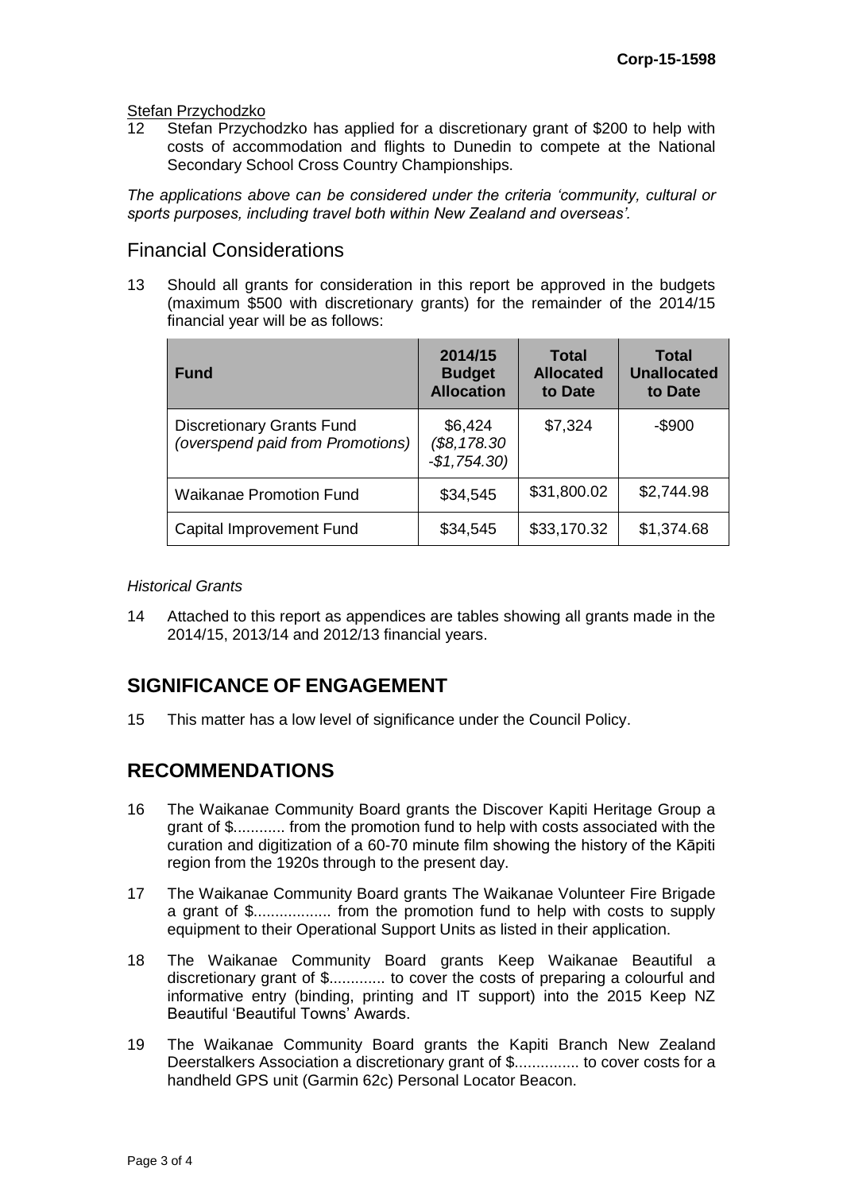Stefan Przychodzko

12 Stefan Przychodzko has applied for a discretionary grant of $200 to help with costs of accommodation and flights to Dunedin to compete at the National Secondary School Cross Country Championships.

*The applications above can be considered under the criteria 'community, cultural or sports purposes, including travel both within New Zealand and overseas'.*

## Financial Considerations

13 Should all grants for consideration in this report be approved in the budgets (maximum $500 with discretionary grants) for the remainder of the 2014/15 financial year will be as follows:

| Fund | 2014/15 Budget Allocation | Total Allocated to Date | Total Unallocated to Date |
|---|---|---|---|
| Discretionary Grants Fund *(overspend paid from Promotions)* | $6,424 *($8,178.30 -$1,754.30)* | $7,324 | -$900 |
| Waikanae Promotion Fund | $34,545 | $31,800.02 | $2,744.98 |
| Capital Improvement Fund | $34,545 | $33,170.32 | $1,374.68 |

*Historical Grants*

14 Attached to this report as appendices are tables showing all grants made in the 2014/15, 2013/14 and 2012/13 financial years.

## SIGNIFICANCE OF ENGAGEMENT

15 This matter has a low level of significance under the Council Policy.

## RECOMMENDATIONS

16 The Waikanae Community Board grants the Discover Kapiti Heritage Group a grant of $............ from the promotion fund to help with costs associated with the curation and digitization of a 60-70 minute film showing the history of the Kāpiti region from the 1920s through to the present day.

17 The Waikanae Community Board grants The Waikanae Volunteer Fire Brigade a grant of $.................. from the promotion fund to help with costs to supply equipment to their Operational Support Units as listed in their application.

18 The Waikanae Community Board grants Keep Waikanae Beautiful a discretionary grant of $............. to cover the costs of preparing a colourful and informative entry (binding, printing and IT support) into the 2015 Keep NZ Beautiful 'Beautiful Towns' Awards.

19 The Waikanae Community Board grants the Kapiti Branch New Zealand Deerstalkers Association a discretionary grant of $............... to cover costs for a handheld GPS unit (Garmin 62c) Personal Locator Beacon.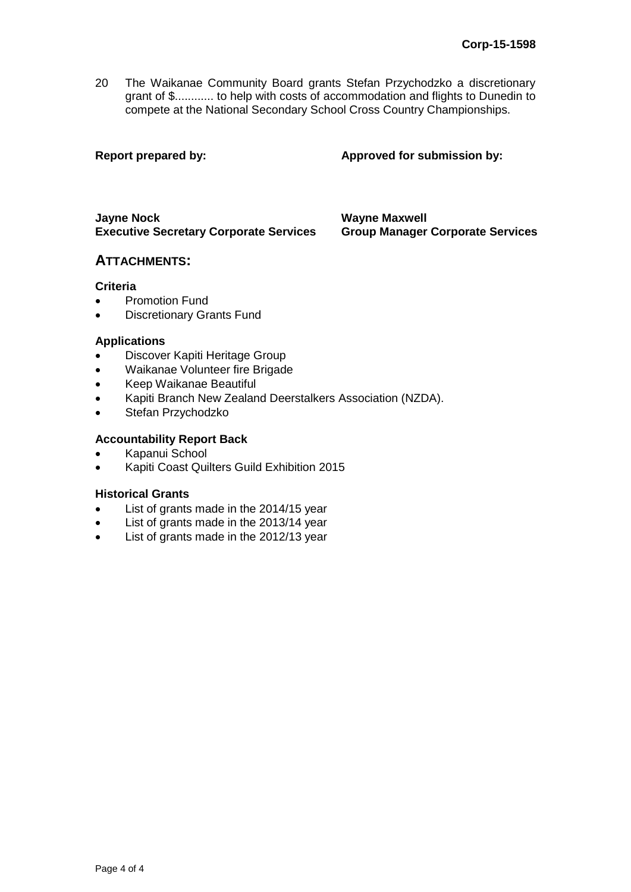20 The Waikanae Community Board grants Stefan Przychodzko a discretionary grant of $............ to help with costs of accommodation and flights to Dunedin to compete at the National Secondary School Cross Country Championships.

**Report prepared by:**

**Jayne Nock**
**Executive Secretary Corporate Services**

**Approved for submission by:**

**Wayne Maxwell**
**Group Manager Corporate Services**

## ATTACHMENTS:

### Criteria

- Promotion Fund
- Discretionary Grants Fund

### Applications

- Discover Kapiti Heritage Group
- Waikanae Volunteer fire Brigade
- Keep Waikanae Beautiful
- Kapiti Branch New Zealand Deerstalkers Association (NZDA).
- Stefan Przychodzko

### Accountability Report Back

- Kapanui School
- Kapiti Coast Quilters Guild Exhibition 2015

### Historical Grants

- List of grants made in the 2014/15 year
- List of grants made in the 2013/14 year
- List of grants made in the 2012/13 year